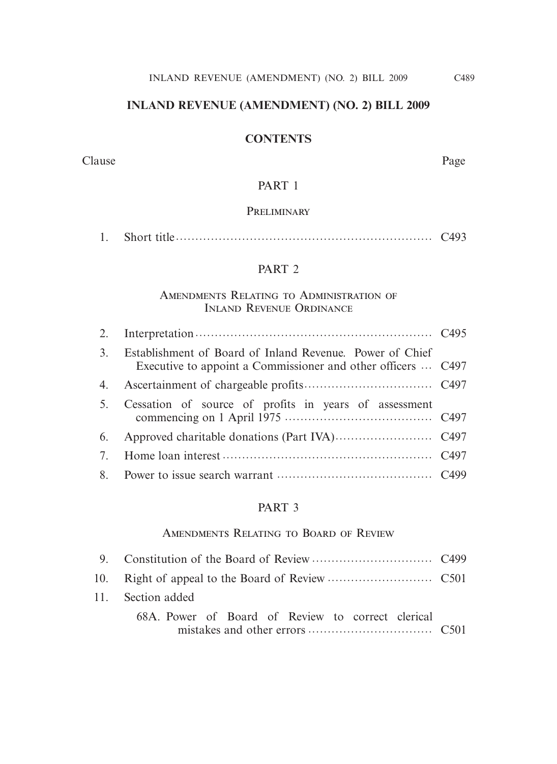# INLAND REVENUE (AMENDMENT) (NO. 2) BILL 2009

## CONTENTS

| Clause | | Page |
|---|---|---|
| | **PART 1** | |
| | PRELIMINARY | |
| 1. | Short title | C493 |
| | **PART 2** | |
| | AMENDMENTS RELATING TO ADMINISTRATION OF INLAND REVENUE ORDINANCE | |
| 2. | Interpretation | C495 |
| 3. | Establishment of Board of Inland Revenue. Power of Chief Executive to appoint a Commissioner and other officers | C497 |
| 4. | Ascertainment of chargeable profits | C497 |
| 5. | Cessation of source of profits in years of assessment commencing on 1 April 1975 | C497 |
| 6. | Approved charitable donations (Part IVA) | C497 |
| 7. | Home loan interest | C497 |
| 8. | Power to issue search warrant | C499 |
| | **PART 3** | |
| | AMENDMENTS RELATING TO BOARD OF REVIEW | |
| 9. | Constitution of the Board of Review | C499 |
| 10. | Right of appeal to the Board of Review | C501 |
| 11. | Section added | |
| | 68A. Power of Board of Review to correct clerical mistakes and other errors | C501 |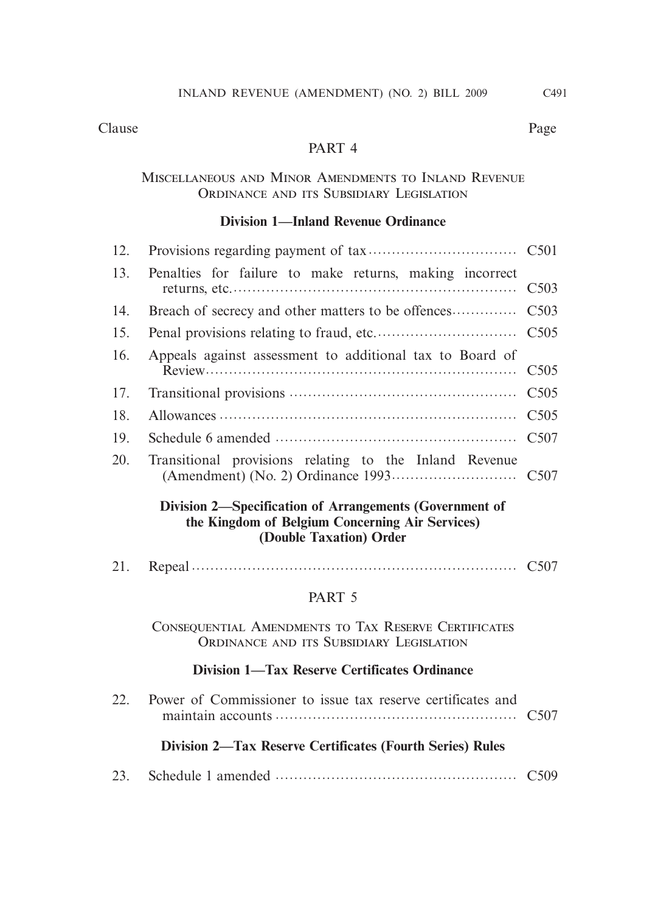Clause Page

## PART 4

### Miscellaneous and Minor Amendments to Inland Revenue Ordinance and its Subsidiary Legislation

#### Division 1—Inland Revenue Ordinance

| Clause | | Page |
|---|---|---|
| 12. | Provisions regarding payment of tax | C501 |
| 13. | Penalties for failure to make returns, making incorrect returns, etc. | C503 |
| 14. | Breach of secrecy and other matters to be offences | C503 |
| 15. | Penal provisions relating to fraud, etc. | C505 |
| 16. | Appeals against assessment to additional tax to Board of Review | C505 |
| 17. | Transitional provisions | C505 |
| 18. | Allowances | C505 |
| 19. | Schedule 6 amended | C507 |
| 20. | Transitional provisions relating to the Inland Revenue (Amendment) (No. 2) Ordinance 1993 | C507 |

#### Division 2—Specification of Arrangements (Government of the Kingdom of Belgium Concerning Air Services) (Double Taxation) Order

| Clause | | Page |
|---|---|---|
| 21. | Repeal | C507 |

## PART 5

### Consequential Amendments to Tax Reserve Certificates Ordinance and its Subsidiary Legislation

#### Division 1—Tax Reserve Certificates Ordinance

| Clause | | Page |
|---|---|---|
| 22. | Power of Commissioner to issue tax reserve certificates and maintain accounts | C507 |

#### Division 2—Tax Reserve Certificates (Fourth Series) Rules

| Clause | | Page |
|---|---|---|
| 23. | Schedule 1 amended | C509 |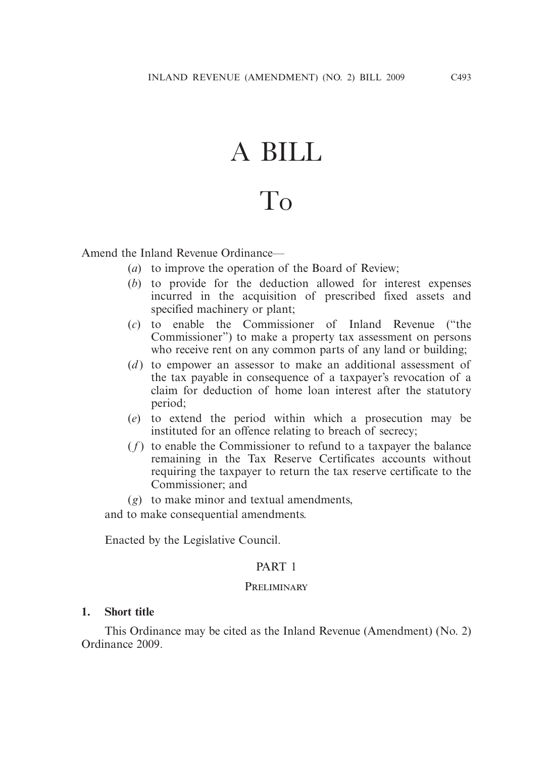# A BILL

# To

Amend the Inland Revenue Ordinance—

(*a*) to improve the operation of the Board of Review;

(*b*) to provide for the deduction allowed for interest expenses incurred in the acquisition of prescribed fixed assets and specified machinery or plant;

(*c*) to enable the Commissioner of Inland Revenue ("the Commissioner") to make a property tax assessment on persons who receive rent on any common parts of any land or building;

(*d*) to empower an assessor to make an additional assessment of the tax payable in consequence of a taxpayer's revocation of a claim for deduction of home loan interest after the statutory period;

(*e*) to extend the period within which a prosecution may be instituted for an offence relating to breach of secrecy;

(*f*) to enable the Commissioner to refund to a taxpayer the balance remaining in the Tax Reserve Certificates accounts without requiring the taxpayer to return the tax reserve certificate to the Commissioner; and

(*g*) to make minor and textual amendments,

and to make consequential amendments.

Enacted by the Legislative Council.

## PART 1

### PRELIMINARY

**1. Short title**

This Ordinance may be cited as the Inland Revenue (Amendment) (No. 2) Ordinance 2009.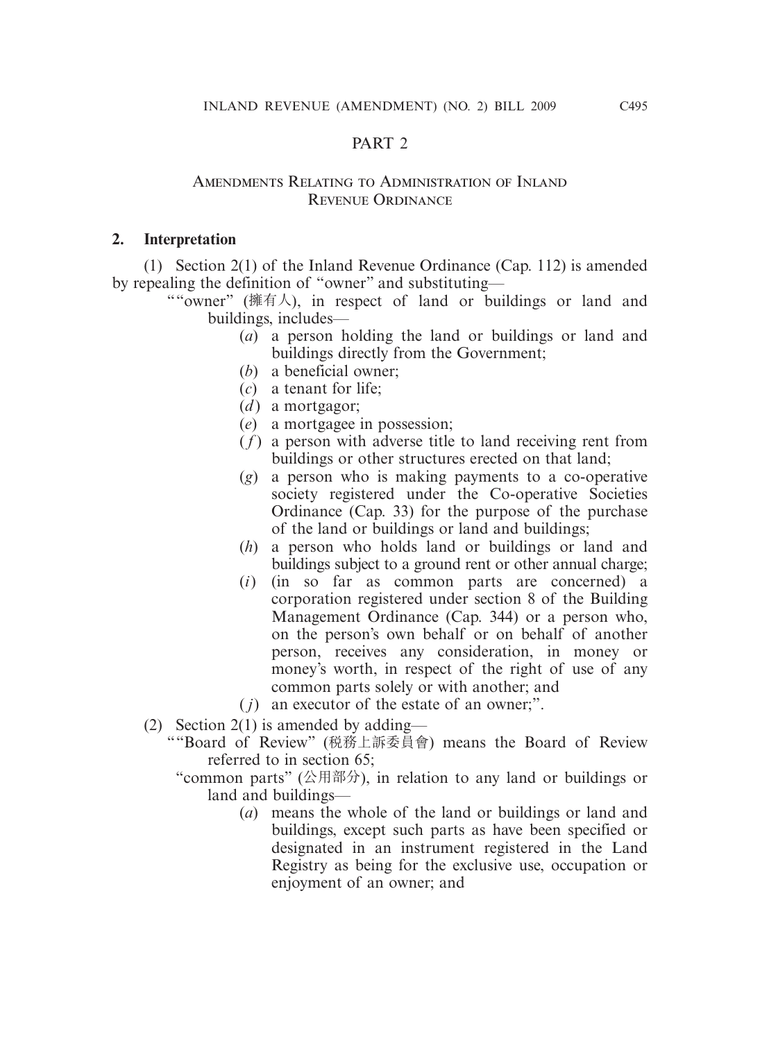# PART 2

## Amendments Relating to Administration of Inland Revenue Ordinance

### 2. Interpretation

(1) Section 2(1) of the Inland Revenue Ordinance (Cap. 112) is amended by repealing the definition of "owner" and substituting—

""owner" (擁有人), in respect of land or buildings or land and buildings, includes—

(*a*) a person holding the land or buildings or land and buildings directly from the Government;

(*b*) a beneficial owner;

(*c*) a tenant for life;

(*d*) a mortgagor;

(*e*) a mortgagee in possession;

(*f*) a person with adverse title to land receiving rent from buildings or other structures erected on that land;

(*g*) a person who is making payments to a co-operative society registered under the Co-operative Societies Ordinance (Cap. 33) for the purpose of the purchase of the land or buildings or land and buildings;

(*h*) a person who holds land or buildings or land and buildings subject to a ground rent or other annual charge;

(*i*) (in so far as common parts are concerned) a corporation registered under section 8 of the Building Management Ordinance (Cap. 344) or a person who, on the person's own behalf or on behalf of another person, receives any consideration, in money or money's worth, in respect of the right of use of any common parts solely or with another; and

(*j*) an executor of the estate of an owner;".

(2) Section 2(1) is amended by adding—

""Board of Review" (稅務上訴委員會) means the Board of Review referred to in section 65;

"common parts" (公用部分), in relation to any land or buildings or land and buildings—

(*a*) means the whole of the land or buildings or land and buildings, except such parts as have been specified or designated in an instrument registered in the Land Registry as being for the exclusive use, occupation or enjoyment of an owner; and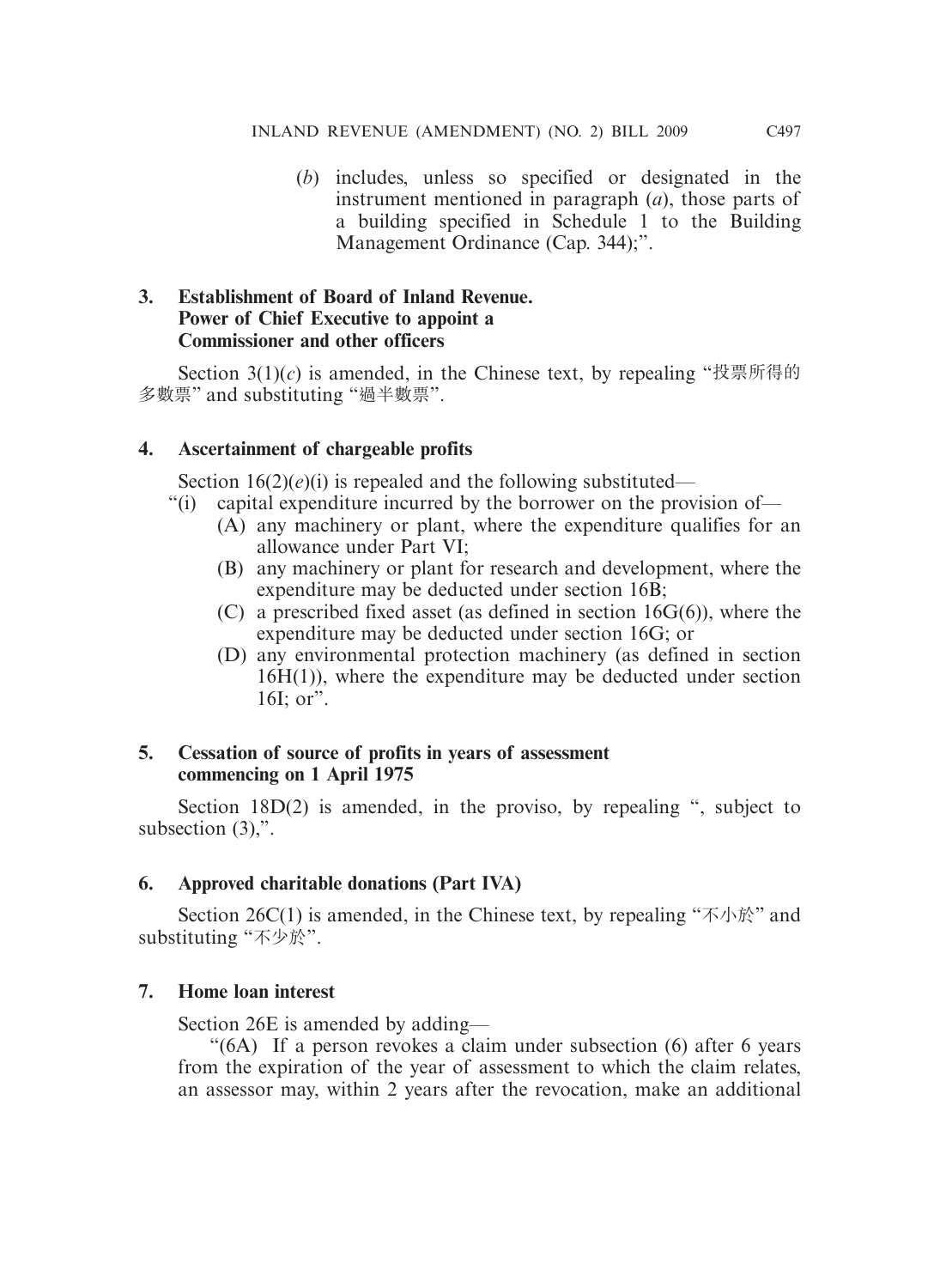(*b*) includes, unless so specified or designated in the instrument mentioned in paragraph (*a*), those parts of a building specified in Schedule 1 to the Building Management Ordinance (Cap. 344);".

**3. Establishment of Board of Inland Revenue. Power of Chief Executive to appoint a Commissioner and other officers**

Section 3(1)(*c*) is amended, in the Chinese text, by repealing "投票所得的多數票" and substituting "過半數票".

**4. Ascertainment of chargeable profits**

Section 16(2)(*e*)(i) is repealed and the following substituted—

"(i) capital expenditure incurred by the borrower on the provision of—

(A) any machinery or plant, where the expenditure qualifies for an allowance under Part VI;

(B) any machinery or plant for research and development, where the expenditure may be deducted under section 16B;

(C) a prescribed fixed asset (as defined in section 16G(6)), where the expenditure may be deducted under section 16G; or

(D) any environmental protection machinery (as defined in section 16H(1)), where the expenditure may be deducted under section 16I; or".

**5. Cessation of source of profits in years of assessment commencing on 1 April 1975**

Section 18D(2) is amended, in the proviso, by repealing ", subject to subsection (3),".

**6. Approved charitable donations (Part IVA)**

Section 26C(1) is amended, in the Chinese text, by repealing "不小於" and substituting "不少於".

**7. Home loan interest**

Section 26E is amended by adding—

"(6A) If a person revokes a claim under subsection (6) after 6 years from the expiration of the year of assessment to which the claim relates, an assessor may, within 2 years after the revocation, make an additional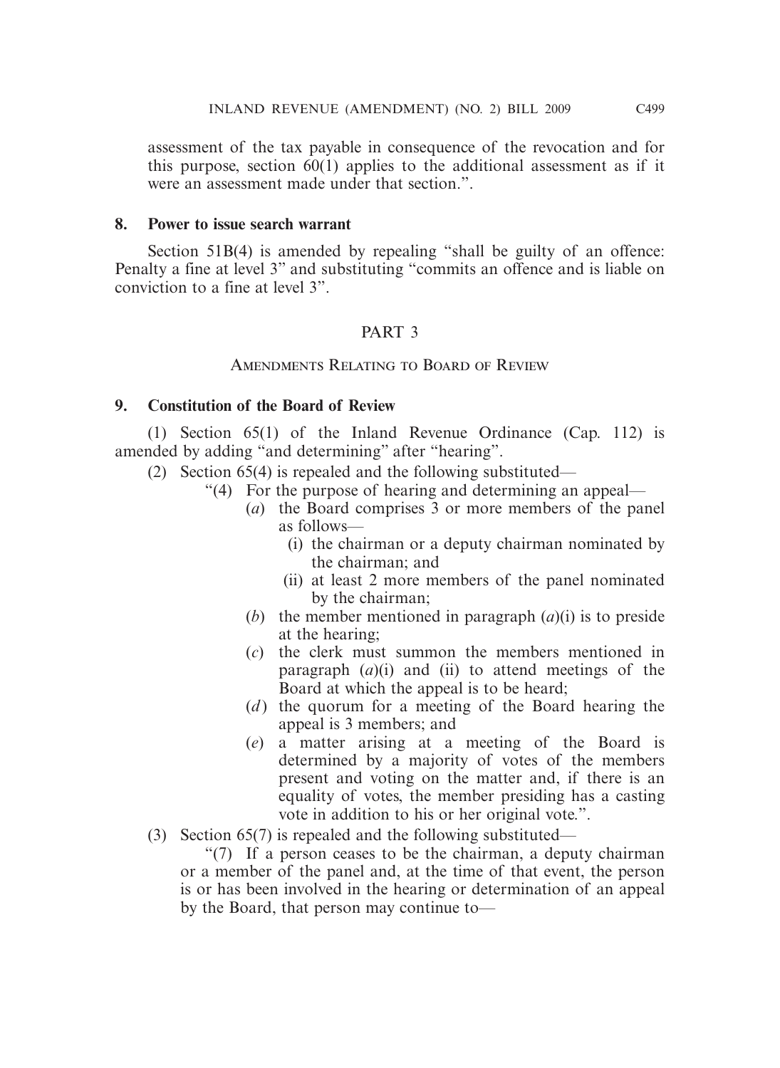assessment of the tax payable in consequence of the revocation and for this purpose, section 60(1) applies to the additional assessment as if it were an assessment made under that section.".

**8. Power to issue search warrant**

Section 51B(4) is amended by repealing "shall be guilty of an offence: Penalty a fine at level 3" and substituting "commits an offence and is liable on conviction to a fine at level 3".

## PART 3

### Amendments Relating to Board of Review

**9. Constitution of the Board of Review**

(1) Section 65(1) of the Inland Revenue Ordinance (Cap. 112) is amended by adding "and determining" after "hearing".

(2) Section 65(4) is repealed and the following substituted—

"(4) For the purpose of hearing and determining an appeal—

(*a*) the Board comprises 3 or more members of the panel as follows—

(i) the chairman or a deputy chairman nominated by the chairman; and

(ii) at least 2 more members of the panel nominated by the chairman;

(*b*) the member mentioned in paragraph (*a*)(i) is to preside at the hearing;

(*c*) the clerk must summon the members mentioned in paragraph (*a*)(i) and (ii) to attend meetings of the Board at which the appeal is to be heard;

(*d*) the quorum for a meeting of the Board hearing the appeal is 3 members; and

(*e*) a matter arising at a meeting of the Board is determined by a majority of votes of the members present and voting on the matter and, if there is an equality of votes, the member presiding has a casting vote in addition to his or her original vote.".

(3) Section 65(7) is repealed and the following substituted—

"(7) If a person ceases to be the chairman, a deputy chairman or a member of the panel and, at the time of that event, the person is or has been involved in the hearing or determination of an appeal by the Board, that person may continue to—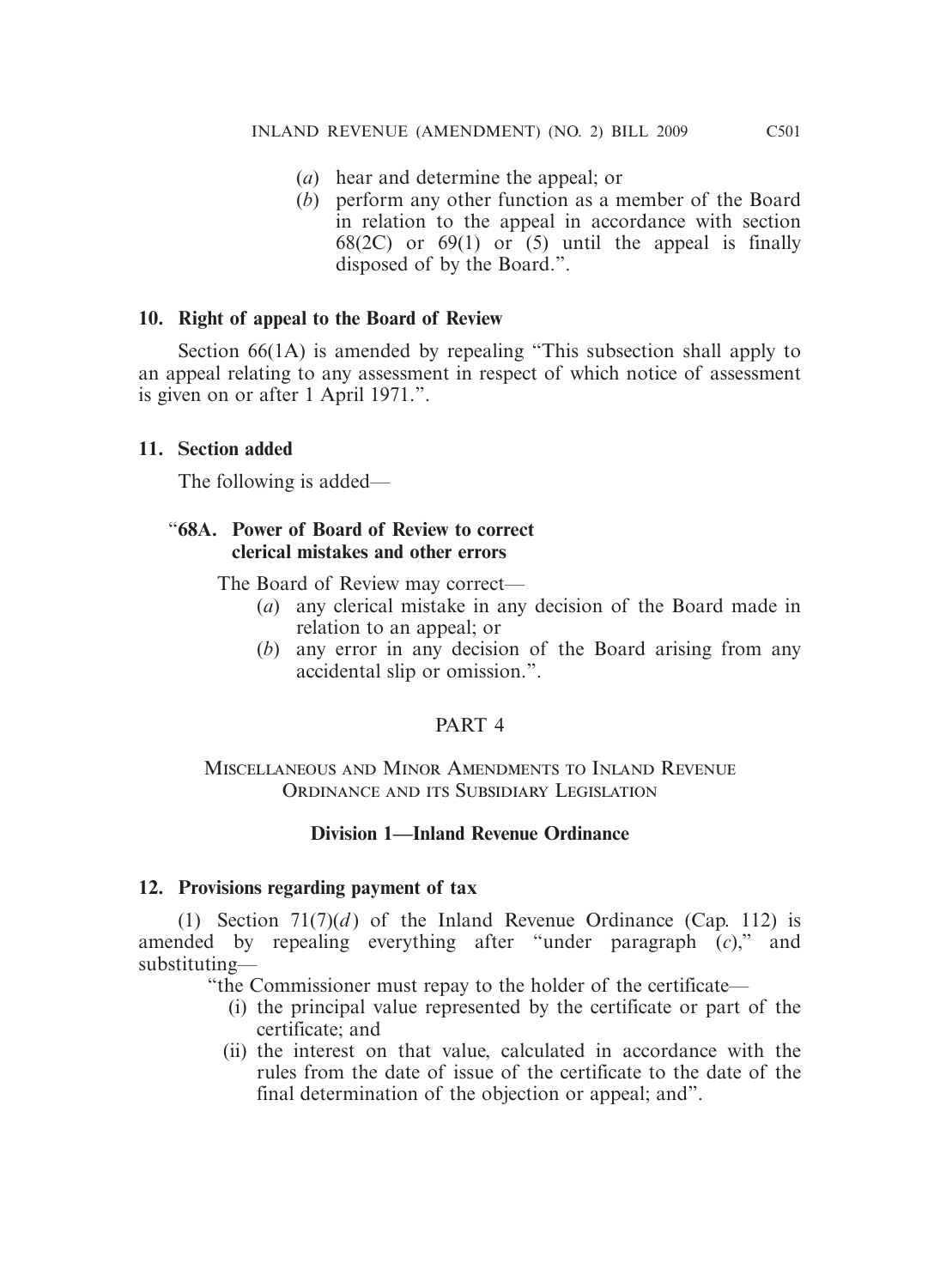(*a*) hear and determine the appeal; or

(*b*) perform any other function as a member of the Board in relation to the appeal in accordance with section 68(2C) or 69(1) or (5) until the appeal is finally disposed of by the Board.".

**10. Right of appeal to the Board of Review**

Section 66(1A) is amended by repealing "This subsection shall apply to an appeal relating to any assessment in respect of which notice of assessment is given on or after 1 April 1971.".

**11. Section added**

The following is added—

"**68A. Power of Board of Review to correct clerical mistakes and other errors**

The Board of Review may correct—

(*a*) any clerical mistake in any decision of the Board made in relation to an appeal; or

(*b*) any error in any decision of the Board arising from any accidental slip or omission.".

## PART 4

## MISCELLANEOUS AND MINOR AMENDMENTS TO INLAND REVENUE ORDINANCE AND ITS SUBSIDIARY LEGISLATION

### Division 1—Inland Revenue Ordinance

**12. Provisions regarding payment of tax**

(1) Section 71(7)(*d*) of the Inland Revenue Ordinance (Cap. 112) is amended by repealing everything after "under paragraph (*c*)," and substituting—

"the Commissioner must repay to the holder of the certificate—

(i) the principal value represented by the certificate or part of the certificate; and

(ii) the interest on that value, calculated in accordance with the rules from the date of issue of the certificate to the date of the final determination of the objection or appeal; and".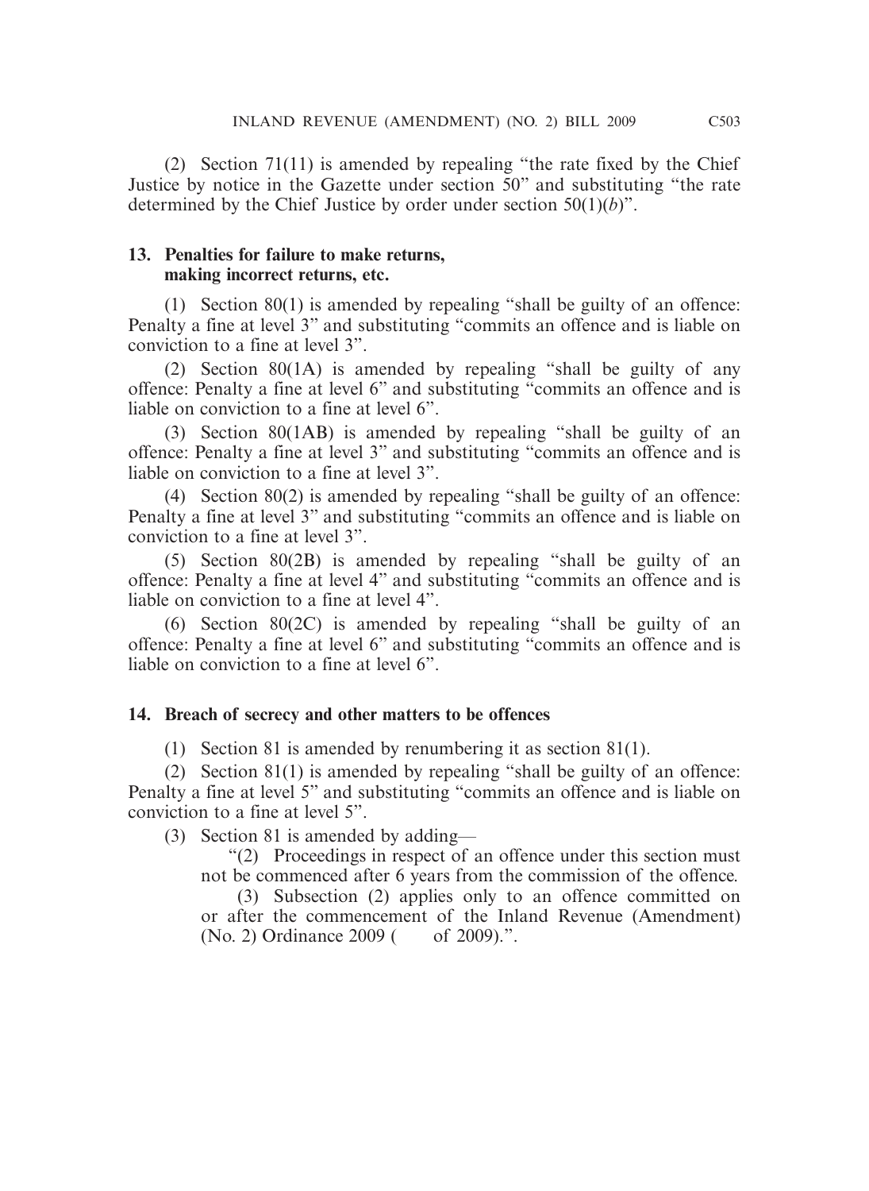(2) Section 71(11) is amended by repealing "the rate fixed by the Chief Justice by notice in the Gazette under section 50" and substituting "the rate determined by the Chief Justice by order under section 50(1)(*b*)".

**13. Penalties for failure to make returns, making incorrect returns, etc.**

(1) Section 80(1) is amended by repealing "shall be guilty of an offence: Penalty a fine at level 3" and substituting "commits an offence and is liable on conviction to a fine at level 3".

(2) Section 80(1A) is amended by repealing "shall be guilty of any offence: Penalty a fine at level 6" and substituting "commits an offence and is liable on conviction to a fine at level 6".

(3) Section 80(1AB) is amended by repealing "shall be guilty of an offence: Penalty a fine at level 3" and substituting "commits an offence and is liable on conviction to a fine at level 3".

(4) Section 80(2) is amended by repealing "shall be guilty of an offence: Penalty a fine at level 3" and substituting "commits an offence and is liable on conviction to a fine at level 3".

(5) Section 80(2B) is amended by repealing "shall be guilty of an offence: Penalty a fine at level 4" and substituting "commits an offence and is liable on conviction to a fine at level 4".

(6) Section 80(2C) is amended by repealing "shall be guilty of an offence: Penalty a fine at level 6" and substituting "commits an offence and is liable on conviction to a fine at level 6".

**14. Breach of secrecy and other matters to be offences**

(1) Section 81 is amended by renumbering it as section 81(1).

(2) Section 81(1) is amended by repealing "shall be guilty of an offence: Penalty a fine at level 5" and substituting "commits an offence and is liable on conviction to a fine at level 5".

(3) Section 81 is amended by adding—

"(2) Proceedings in respect of an offence under this section must not be commenced after 6 years from the commission of the offence.

(3) Subsection (2) applies only to an offence committed on or after the commencement of the Inland Revenue (Amendment) (No. 2) Ordinance 2009 (    of 2009).".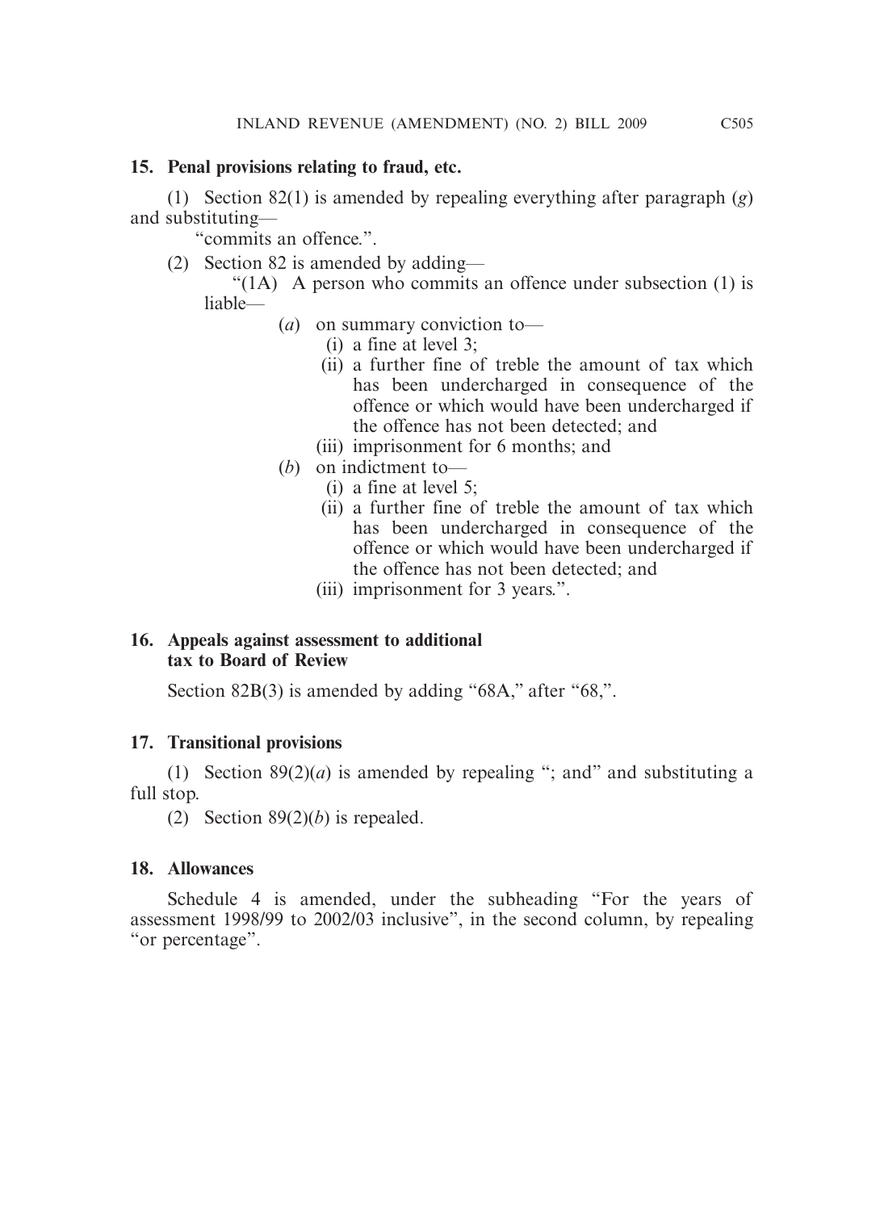**15. Penal provisions relating to fraud, etc.**

(1) Section 82(1) is amended by repealing everything after paragraph (*g*) and substituting—

"commits an offence.".

(2) Section 82 is amended by adding—

"(1A) A person who commits an offence under subsection (1) is liable—

(*a*) on summary conviction to—

(i) a fine at level 3;

(ii) a further fine of treble the amount of tax which has been undercharged in consequence of the offence or which would have been undercharged if the offence has not been detected; and

(iii) imprisonment for 6 months; and

(*b*) on indictment to—

(i) a fine at level 5;

(ii) a further fine of treble the amount of tax which has been undercharged in consequence of the offence or which would have been undercharged if the offence has not been detected; and

(iii) imprisonment for 3 years.".

**16. Appeals against assessment to additional tax to Board of Review**

Section 82B(3) is amended by adding "68A," after "68,".

**17. Transitional provisions**

(1) Section 89(2)(*a*) is amended by repealing "; and" and substituting a full stop.

(2) Section 89(2)(*b*) is repealed.

**18. Allowances**

Schedule 4 is amended, under the subheading "For the years of assessment 1998/99 to 2002/03 inclusive", in the second column, by repealing "or percentage".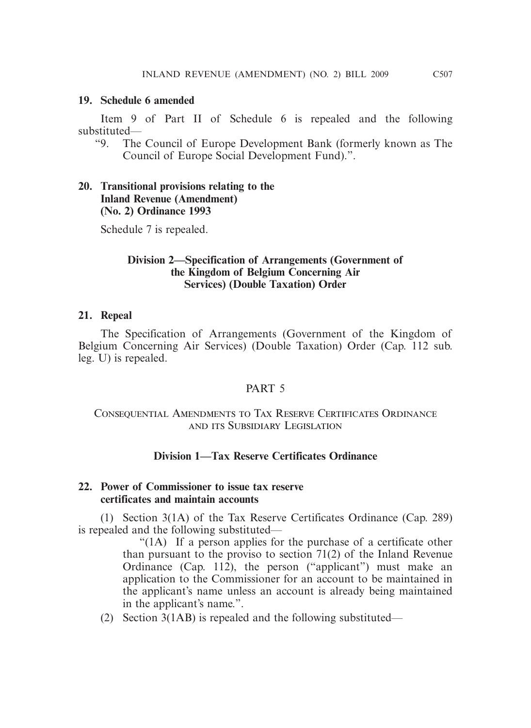**19. Schedule 6 amended**

Item 9 of Part II of Schedule 6 is repealed and the following substituted—

"9. The Council of Europe Development Bank (formerly known as The Council of Europe Social Development Fund).".

**20. Transitional provisions relating to the Inland Revenue (Amendment) (No. 2) Ordinance 1993**

Schedule 7 is repealed.

**Division 2—Specification of Arrangements (Government of the Kingdom of Belgium Concerning Air Services) (Double Taxation) Order**

**21. Repeal**

The Specification of Arrangements (Government of the Kingdom of Belgium Concerning Air Services) (Double Taxation) Order (Cap. 112 sub. leg. U) is repealed.

## PART 5

## Consequential Amendments to Tax Reserve Certificates Ordinance and its Subsidiary Legislation

**Division 1—Tax Reserve Certificates Ordinance**

**22. Power of Commissioner to issue tax reserve certificates and maintain accounts**

(1) Section 3(1A) of the Tax Reserve Certificates Ordinance (Cap. 289) is repealed and the following substituted—

"(1A) If a person applies for the purchase of a certificate other than pursuant to the proviso to section 71(2) of the Inland Revenue Ordinance (Cap. 112), the person ("applicant") must make an application to the Commissioner for an account to be maintained in the applicant's name unless an account is already being maintained in the applicant's name.".

(2) Section 3(1AB) is repealed and the following substituted—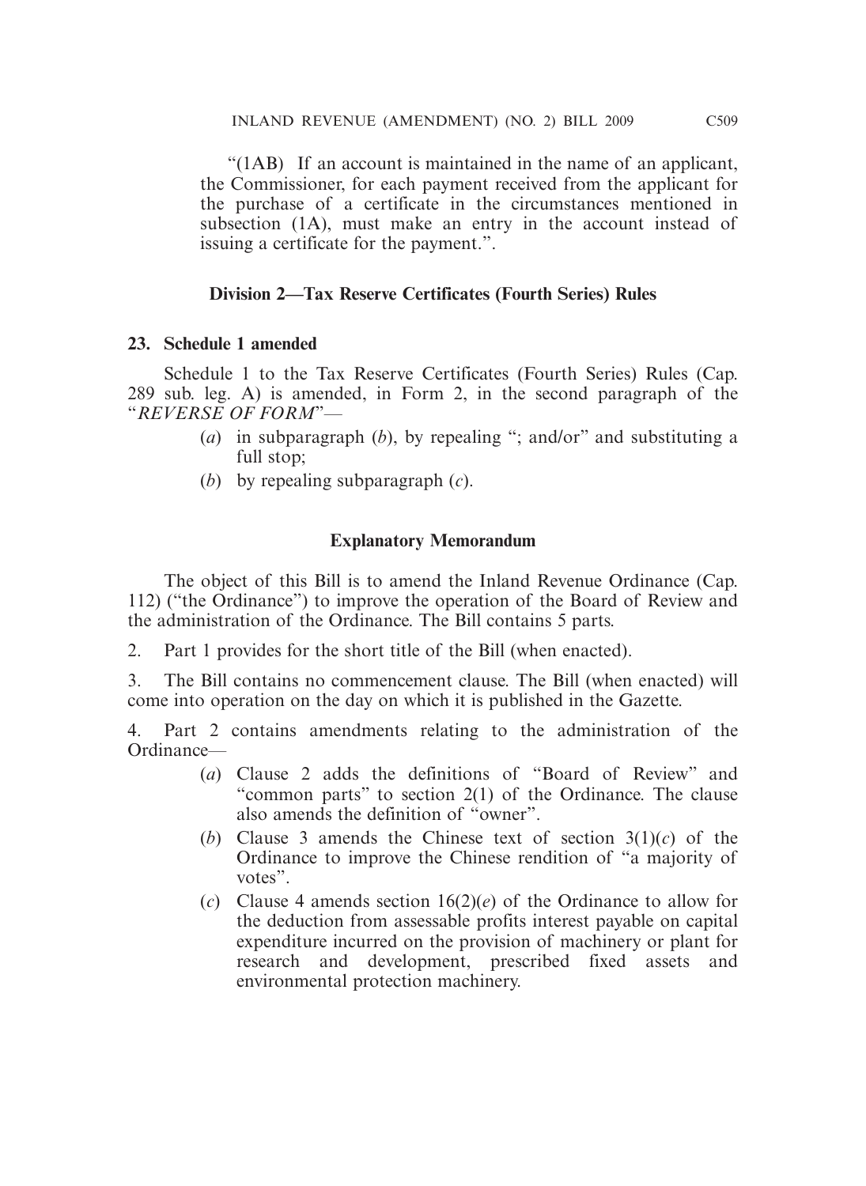"(1AB) If an account is maintained in the name of an applicant, the Commissioner, for each payment received from the applicant for the purchase of a certificate in the circumstances mentioned in subsection (1A), must make an entry in the account instead of issuing a certificate for the payment.".

### Division 2—Tax Reserve Certificates (Fourth Series) Rules

**23. Schedule 1 amended**

Schedule 1 to the Tax Reserve Certificates (Fourth Series) Rules (Cap. 289 sub. leg. A) is amended, in Form 2, in the second paragraph of the "*REVERSE OF FORM*"—

(*a*) in subparagraph (*b*), by repealing "; and/or" and substituting a full stop;

(*b*) by repealing subparagraph (*c*).

### Explanatory Memorandum

The object of this Bill is to amend the Inland Revenue Ordinance (Cap. 112) ("the Ordinance") to improve the operation of the Board of Review and the administration of the Ordinance. The Bill contains 5 parts.

2. Part 1 provides for the short title of the Bill (when enacted).

3. The Bill contains no commencement clause. The Bill (when enacted) will come into operation on the day on which it is published in the Gazette.

4. Part 2 contains amendments relating to the administration of the Ordinance—

(*a*) Clause 2 adds the definitions of "Board of Review" and "common parts" to section 2(1) of the Ordinance. The clause also amends the definition of "owner".

(*b*) Clause 3 amends the Chinese text of section 3(1)(*c*) of the Ordinance to improve the Chinese rendition of "a majority of votes".

(*c*) Clause 4 amends section 16(2)(*e*) of the Ordinance to allow for the deduction from assessable profits interest payable on capital expenditure incurred on the provision of machinery or plant for research and development, prescribed fixed assets and environmental protection machinery.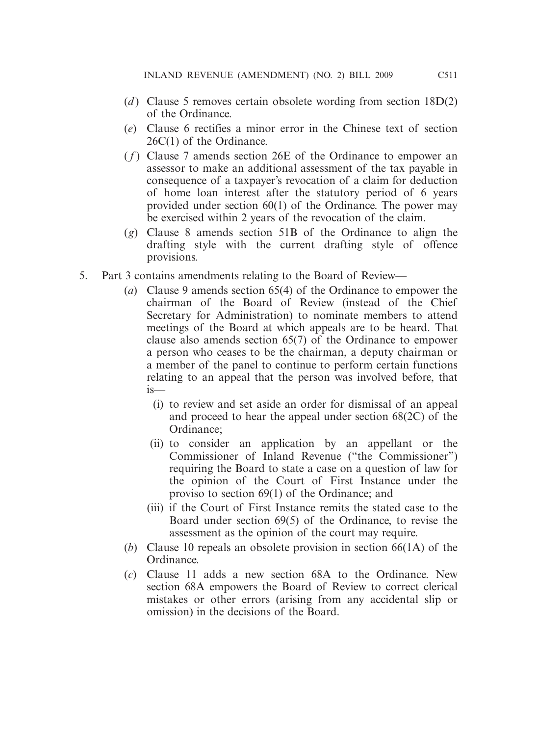- (*d*) Clause 5 removes certain obsolete wording from section 18D(2) of the Ordinance.
- (*e*) Clause 6 rectifies a minor error in the Chinese text of section 26C(1) of the Ordinance.
- (*f*) Clause 7 amends section 26E of the Ordinance to empower an assessor to make an additional assessment of the tax payable in consequence of a taxpayer's revocation of a claim for deduction of home loan interest after the statutory period of 6 years provided under section 60(1) of the Ordinance. The power may be exercised within 2 years of the revocation of the claim.
- (*g*) Clause 8 amends section 51B of the Ordinance to align the drafting style with the current drafting style of offence provisions.

5. Part 3 contains amendments relating to the Board of Review—
   - (*a*) Clause 9 amends section 65(4) of the Ordinance to empower the chairman of the Board of Review (instead of the Chief Secretary for Administration) to nominate members to attend meetings of the Board at which appeals are to be heard. That clause also amends section 65(7) of the Ordinance to empower a person who ceases to be the chairman, a deputy chairman or a member of the panel to continue to perform certain functions relating to an appeal that the person was involved before, that is—
     - (i) to review and set aside an order for dismissal of an appeal and proceed to hear the appeal under section 68(2C) of the Ordinance;
     - (ii) to consider an application by an appellant or the Commissioner of Inland Revenue ("the Commissioner") requiring the Board to state a case on a question of law for the opinion of the Court of First Instance under the proviso to section 69(1) of the Ordinance; and
     - (iii) if the Court of First Instance remits the stated case to the Board under section 69(5) of the Ordinance, to revise the assessment as the opinion of the court may require.
   - (*b*) Clause 10 repeals an obsolete provision in section 66(1A) of the Ordinance.
   - (*c*) Clause 11 adds a new section 68A to the Ordinance. New section 68A empowers the Board of Review to correct clerical mistakes or other errors (arising from any accidental slip or omission) in the decisions of the Board.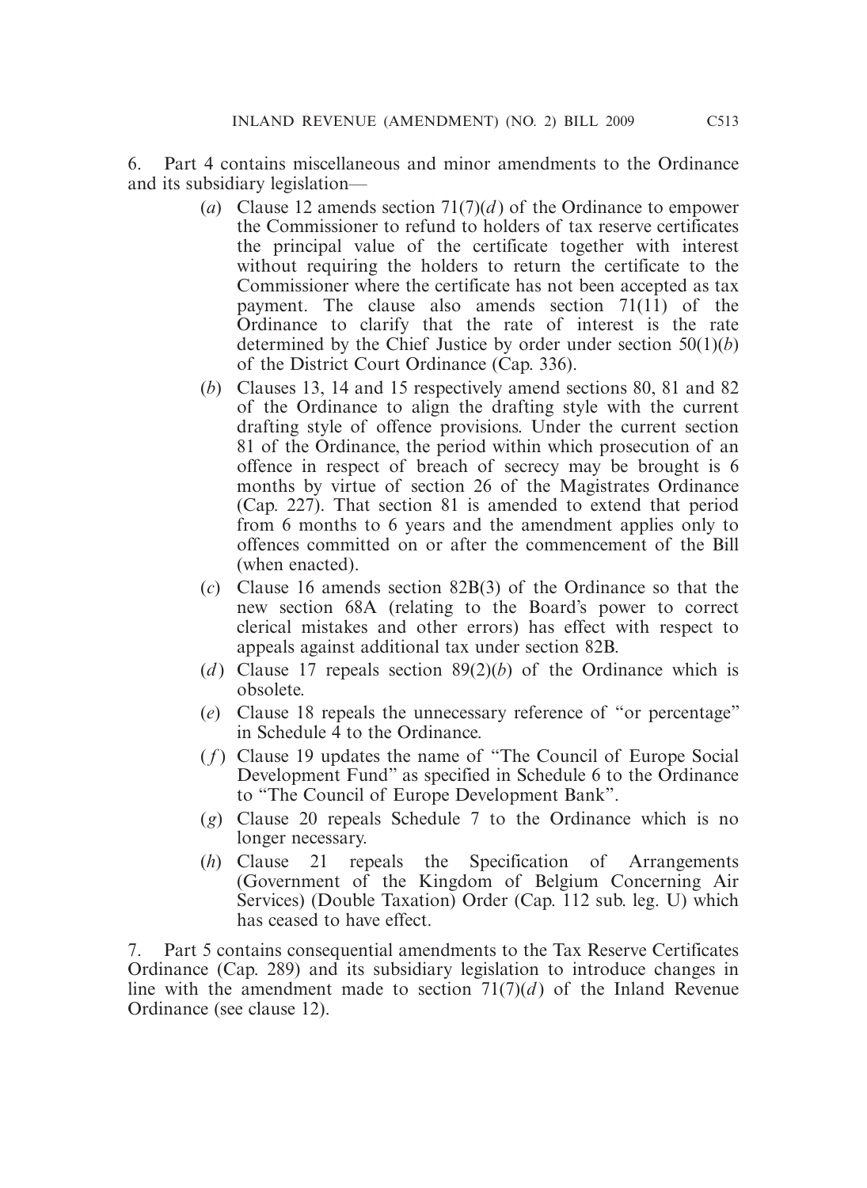6. Part 4 contains miscellaneous and minor amendments to the Ordinance and its subsidiary legislation—

- (*a*) Clause 12 amends section 71(7)(*d*) of the Ordinance to empower the Commissioner to refund to holders of tax reserve certificates the principal value of the certificate together with interest without requiring the holders to return the certificate to the Commissioner where the certificate has not been accepted as tax payment. The clause also amends section 71(11) of the Ordinance to clarify that the rate of interest is the rate determined by the Chief Justice by order under section 50(1)(*b*) of the District Court Ordinance (Cap. 336).
- (*b*) Clauses 13, 14 and 15 respectively amend sections 80, 81 and 82 of the Ordinance to align the drafting style with the current drafting style of offence provisions. Under the current section 81 of the Ordinance, the period within which prosecution of an offence in respect of breach of secrecy may be brought is 6 months by virtue of section 26 of the Magistrates Ordinance (Cap. 227). That section 81 is amended to extend that period from 6 months to 6 years and the amendment applies only to offences committed on or after the commencement of the Bill (when enacted).
- (*c*) Clause 16 amends section 82B(3) of the Ordinance so that the new section 68A (relating to the Board's power to correct clerical mistakes and other errors) has effect with respect to appeals against additional tax under section 82B.
- (*d*) Clause 17 repeals section 89(2)(*b*) of the Ordinance which is obsolete.
- (*e*) Clause 18 repeals the unnecessary reference of "or percentage" in Schedule 4 to the Ordinance.
- (*f*) Clause 19 updates the name of "The Council of Europe Social Development Fund" as specified in Schedule 6 to the Ordinance to "The Council of Europe Development Bank".
- (*g*) Clause 20 repeals Schedule 7 to the Ordinance which is no longer necessary.
- (*h*) Clause 21 repeals the Specification of Arrangements (Government of the Kingdom of Belgium Concerning Air Services) (Double Taxation) Order (Cap. 112 sub. leg. U) which has ceased to have effect.

7. Part 5 contains consequential amendments to the Tax Reserve Certificates Ordinance (Cap. 289) and its subsidiary legislation to introduce changes in line with the amendment made to section 71(7)(*d*) of the Inland Revenue Ordinance (see clause 12).